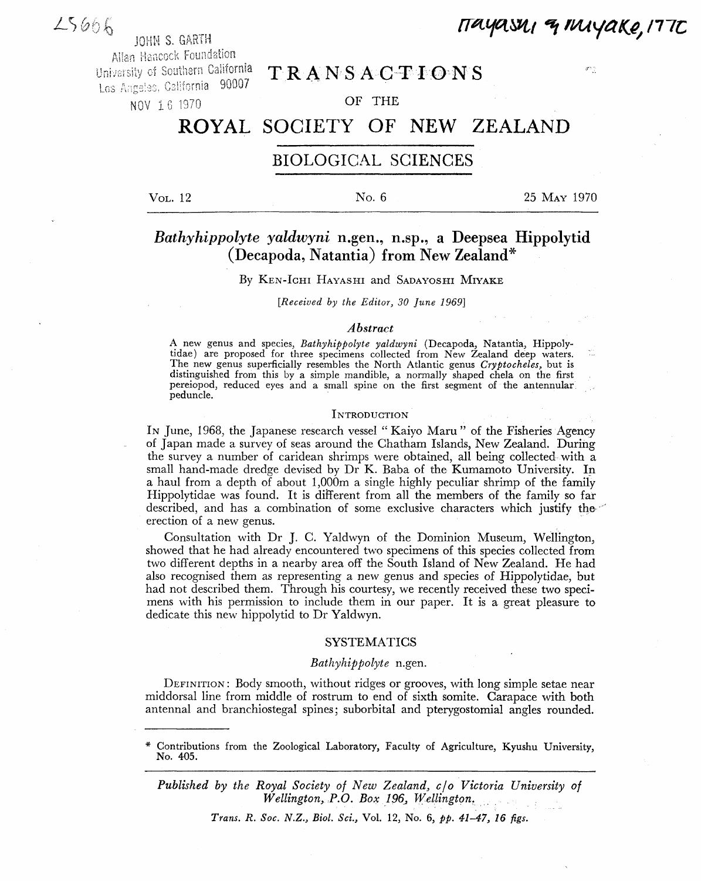L5666

JOHN S. GARTH
Allan Hancock Foundation
University of Southern California
Los Angeles, California 90007
NOV 16 1970

Hayashi & Miyake, 1970

# TRANSACTIONS

OF THE

# ROYAL SOCIETY OF NEW ZEALAND

## BIOLOGICAL SCIENCES

VOL. 12 | No. 6 | 25 MAY 1970

## *Bathyhippolyte yaldwyni* n.gen., n.sp., a Deepsea Hippolytid (Decapoda, Natantia) from New Zealand*

By KEN-ICHI HAYASHI and SADAYOSHI MIYAKE

*[Received by the Editor, 30 June 1969]*

### *Abstract*

A new genus and species, *Bathyhippolyte yaldwyni* (Decapoda, Natantia, Hippolytidae) are proposed for three specimens collected from New Zealand deep waters. The new genus superficially resembles the North Atlantic genus *Cryptocheles*, but is distinguished from this by a simple mandible, a normally shaped chela on the first pereiopod, reduced eyes and a small spine on the first segment of the antennular peduncle.

### INTRODUCTION

IN June, 1968, the Japanese research vessel "Kaiyo Maru" of the Fisheries Agency of Japan made a survey of seas around the Chatham Islands, New Zealand. During the survey a number of caridean shrimps were obtained, all being collected with a small hand-made dredge devised by Dr K. Baba of the Kumamoto University. In a haul from a depth of about 1,000m a single highly peculiar shrimp of the family Hippolytidae was found. It is different from all the members of the family so far described, and has a combination of some exclusive characters which justify the erection of a new genus.

Consultation with Dr J. C. Yaldwyn of the Dominion Museum, Wellington, showed that he had already encountered two specimens of this species collected from two different depths in a nearby area off the South Island of New Zealand. He had also recognised them as representing a new genus and species of Hippolytidae, but had not described them. Through his courtesy, we recently received these two specimens with his permission to include them in our paper. It is a great pleasure to dedicate this new hippolytid to Dr Yaldwyn.

### SYSTEMATICS

*Bathyhippolyte* n.gen.

DEFINITION: Body smooth, without ridges or grooves, with long simple setae near middorsal line from middle of rostrum to end of sixth somite. Carapace with both antennal and branchiostegal spines; suborbital and pterygostomial angles rounded.

* Contributions from the Zoological Laboratory, Faculty of Agriculture, Kyushu University, No. 405.

*Published by the Royal Society of New Zealand, c/o Victoria University of Wellington, P.O. Box 196, Wellington.*

*Trans. R. Soc. N.Z., Biol. Sci.*, Vol. 12, No. 6, *pp. 41–47, 16 figs.*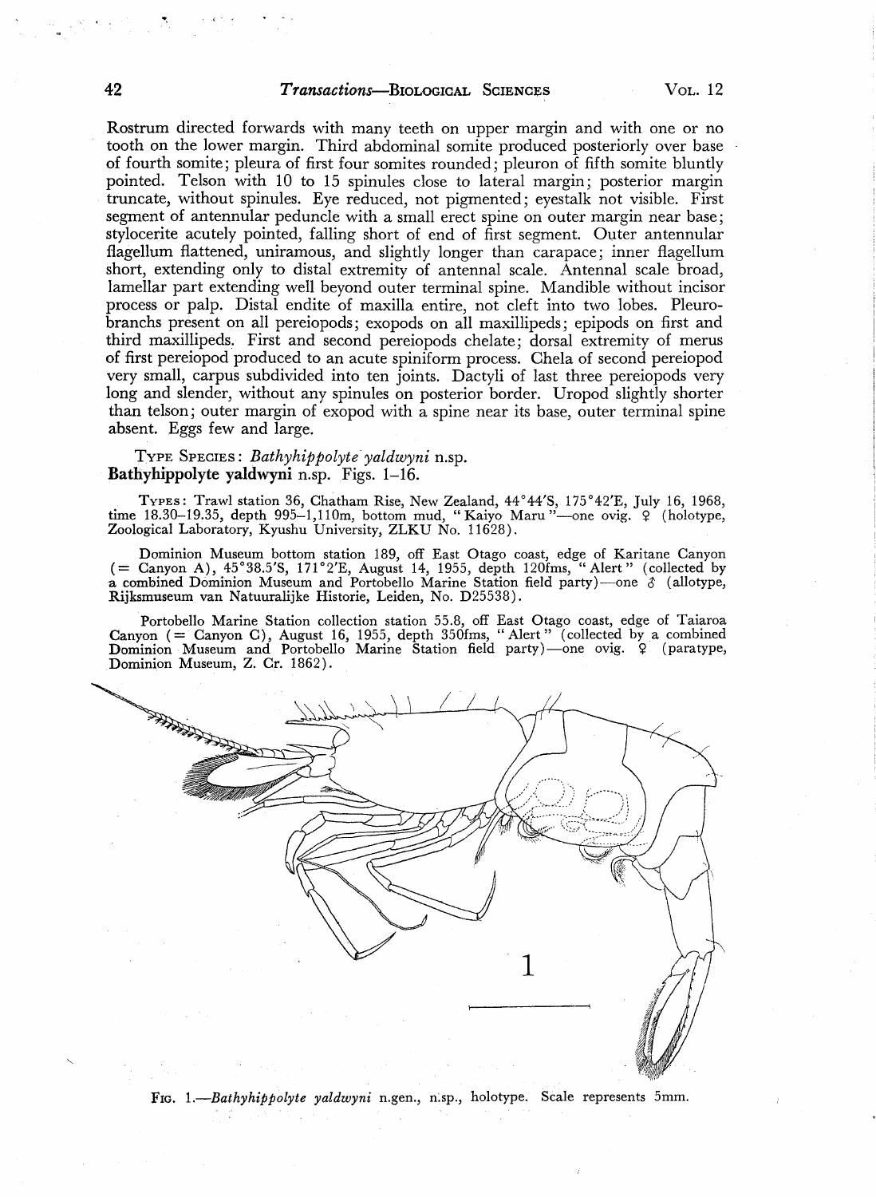Rostrum directed forwards with many teeth on upper margin and with one or no tooth on the lower margin. Third abdominal somite produced posteriorly over base of fourth somite; pleura of first four somites rounded; pleuron of fifth somite bluntly pointed. Telson with 10 to 15 spinules close to lateral margin; posterior margin truncate, without spinules. Eye reduced, not pigmented; eyestalk not visible. First segment of antennular peduncle with a small erect spine on outer margin near base; stylocerite acutely pointed, falling short of end of first segment. Outer antennular flagellum flattened, uniramous, and slightly longer than carapace; inner flagellum short, extending only to distal extremity of antennal scale. Antennal scale broad, lamellar part extending well beyond outer terminal spine. Mandible without incisor process or palp. Distal endite of maxilla entire, not cleft into two lobes. Pleurobranchs present on all pereiopods; exopods on all maxillipeds; epipods on first and third maxillipeds. First and second pereiopods chelate; dorsal extremity of merus of first pereiopod produced to an acute spiniform process. Chela of second pereiopod very small, carpus subdivided into ten joints. Dactyli of last three pereiopods very long and slender, without any spinules on posterior border. Uropod slightly shorter than telson; outer margin of exopod with a spine near its base, outer terminal spine absent. Eggs few and large.

TYPE SPECIES: *Bathyhippolyte yaldwyni* n.sp.

**Bathyhippolyte yaldwyni** n.sp. Figs. 1–16.

TYPES: Trawl station 36, Chatham Rise, New Zealand, 44°44′S, 175°42′E, July 16, 1968, time 18.30–19.35, depth 995–1,110m, bottom mud, "Kaiyo Maru"—one ovig. ♀ (holotype, Zoological Laboratory, Kyushu University, ZLKU No. 11628).

Dominion Museum bottom station 189, off East Otago coast, edge of Karitane Canyon (= Canyon A), 45°38.5′S, 171°2′E, August 14, 1955, depth 120fms, "Alert" (collected by a combined Dominion Museum and Portobello Marine Station field party)—one ♂ (allotype, Rijksmuseum van Natuurlijke Historie, Leiden, No. D25538).

Portobello Marine Station collection station 55.8, off East Otago coast, edge of Taiaroa Canyon (= Canyon C), August 16, 1955, depth 350fms, "Alert" (collected by a combined Dominion Museum and Portobello Marine Station field party)—one ovig. ♀ (paratype, Dominion Museum, Z. Cr. 1862).

FIG. 1.—*Bathyhippolyte yaldwyni* n.gen., n.sp., holotype. Scale represents 5mm.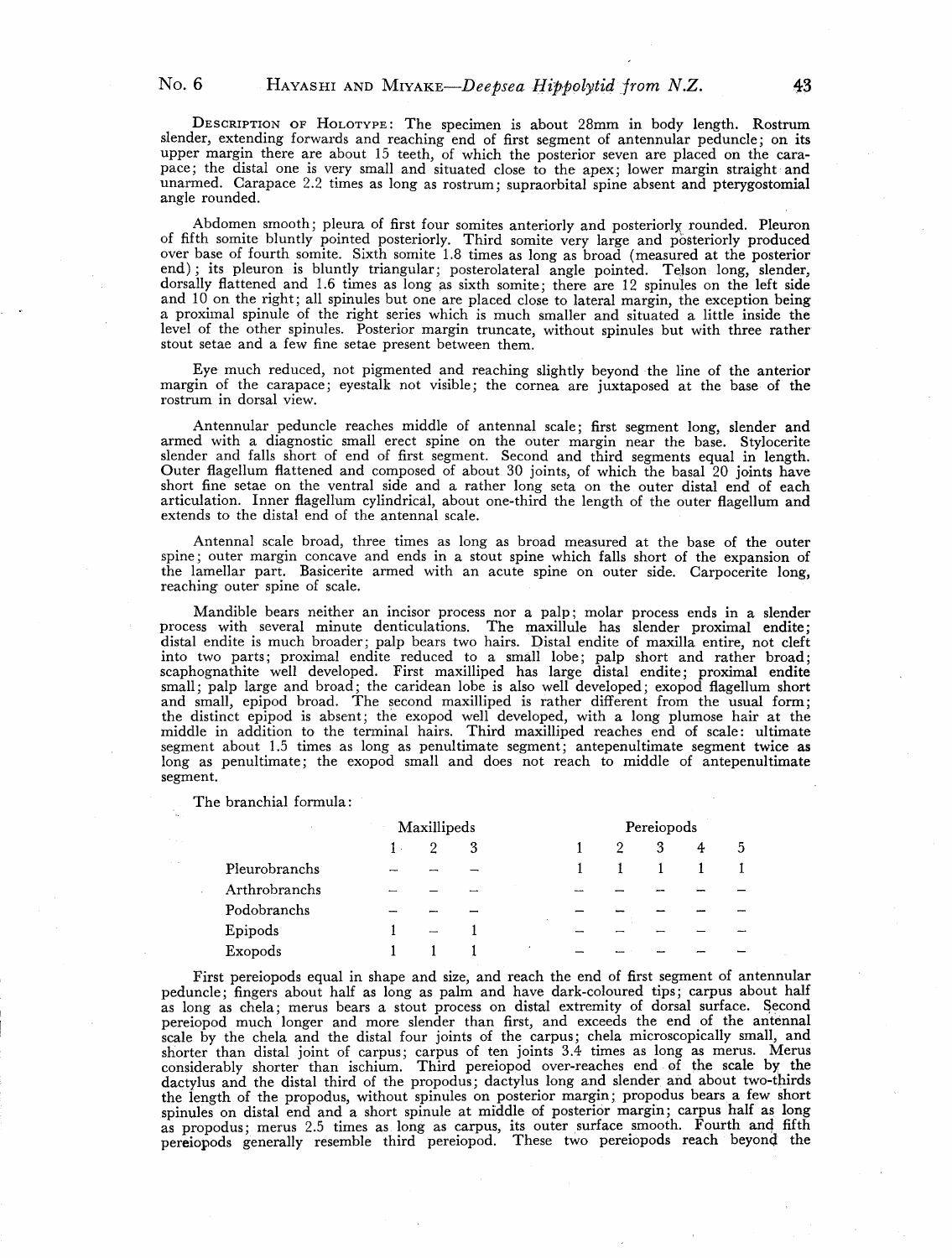DESCRIPTION OF HOLOTYPE: The specimen is about 28mm in body length. Rostrum slender, extending forwards and reaching end of first segment of antennular peduncle; on its upper margin there are about 15 teeth, of which the posterior seven are placed on the carapace; the distal one is very small and situated close to the apex; lower margin straight and unarmed. Carapace 2.2 times as long as rostrum; supraorbital spine absent and pterygostomial angle rounded.

Abdomen smooth; pleura of first four somites anteriorly and posteriorly rounded. Pleuron of fifth somite bluntly pointed posteriorly. Third somite very large and posteriorly produced over base of fourth somite. Sixth somite 1.8 times as long as broad (measured at the posterior end); its pleuron is bluntly triangular; posterolateral angle pointed. Telson long, slender, dorsally flattened and 1.6 times as long as sixth somite; there are 12 spinules on the left side and 10 on the right; all spinules but one are placed close to lateral margin, the exception being a proximal spinule of the right series which is much smaller and situated a little inside the level of the other spinules. Posterior margin truncate, without spinules but with three rather stout setae and a few fine setae present between them.

Eye much reduced, not pigmented and reaching slightly beyond the line of the anterior margin of the carapace; eyestalk not visible; the cornea are juxtaposed at the base of the rostrum in dorsal view.

Antennular peduncle reaches middle of antennal scale; first segment long, slender and armed with a diagnostic small erect spine on the outer margin near the base. Stylocerite slender and falls short of end of first segment. Second and third segments equal in length. Outer flagellum flattened and composed of about 30 joints, of which the basal 20 joints have short fine setae on the ventral side and a rather long seta on the outer distal end of each articulation. Inner flagellum cylindrical, about one-third the length of the outer flagellum and extends to the distal end of the antennal scale.

Antennal scale broad, three times as long as broad measured at the base of the outer spine; outer margin concave and ends in a stout spine which falls short of the expansion of the lamellar part. Basicerite armed with an acute spine on outer side. Carpocerite long, reaching outer spine of scale.

Mandible bears neither an incisor process nor a palp; molar process ends in a slender process with several minute denticulations. The maxillule has slender proximal endite; distal endite is much broader; palp bears two hairs. Distal endite of maxilla entire, not cleft into two parts; proximal endite reduced to a small lobe; palp short and rather broad; scaphognathite well developed. First maxilliped has large distal endite; proximal endite small; palp large and broad; the caridean lobe is also well developed; exopod flagellum short and small, epipod broad. The second maxilliped is rather different from the usual form; the distinct epipod is absent; the exopod well developed, with a long plumose hair at the middle in addition to the terminal hairs. Third maxilliped reaches end of scale: ultimate segment about 1.5 times as long as penultimate segment; antepenultimate segment twice as long as penultimate; the exopod small and does not reach to middle of antepenultimate segment.

The branchial formula:

| | Maxillipeds | | | Pereiopods | | | | |
|---|---|---|---|---|---|---|---|---|
| | 1 | 2 | 3 | 1 | 2 | 3 | 4 | 5 |
| Pleurobranchs | – | – | – | 1 | 1 | 1 | 1 | 1 |
| Arthrobranchs | – | – | – | – | – | – | – | – |
| Podobranchs | – | – | – | – | – | – | – | – |
| Epipods | 1 | – | 1 | – | – | – | – | – |
| Exopods | 1 | 1 | 1 | – | – | – | – | – |

First pereiopods equal in shape and size, and reach the end of first segment of antennular peduncle; fingers about half as long as palm and have dark-coloured tips; carpus about half as long as chela; merus bears a stout process on distal extremity of dorsal surface. Second pereiopod much longer and more slender than first, and exceeds the end of the antennal scale by the chela and the distal four joints of the carpus; chela microscopically small, and shorter than distal joint of carpus; carpus of ten joints 3.4 times as long as merus. Merus considerably shorter than ischium. Third pereiopod over-reaches end of the scale by the dactylus and the distal third of the propodus; dactylus long and slender and about two-thirds the length of the propodus, without spinules on posterior margin; propodus bears a few short spinules on distal end and a short spinule at middle of posterior margin; carpus half as long as propodus; merus 2.5 times as long as carpus, its outer surface smooth. Fourth and fifth pereiopods generally resemble third pereiopod. These two pereiopods reach beyond the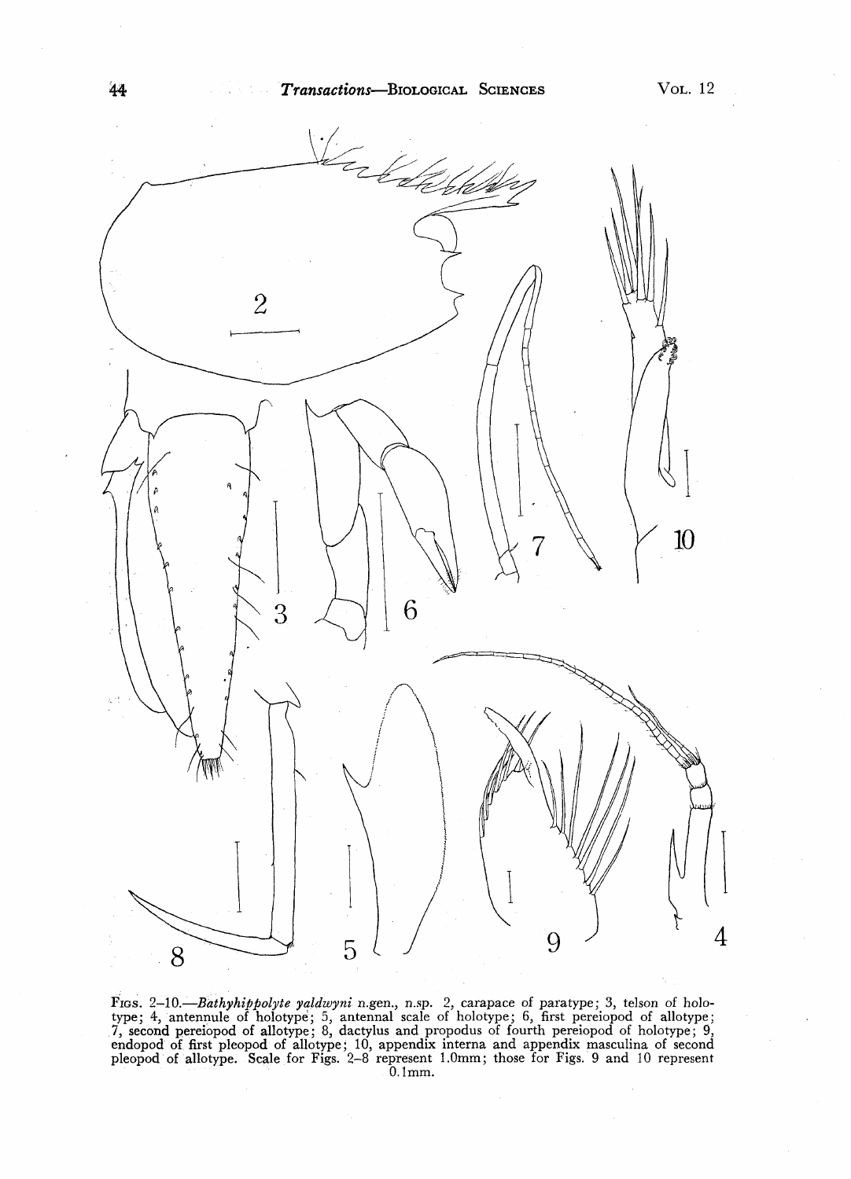FIGS. 2–10.—*Bathyhippolyte yaldwyni* n.gen., n.sp. 2, carapace of paratype; 3, telson of holotype; 4, antennule of holotype; 5, antennal scale of holotype; 6, first pereiopod of allotype; 7, second pereiopod of allotype; 8, dactylus and propodus of fourth pereiopod of holotype; 9, endopod of first pleopod of allotype; 10, appendix interna and appendix masculina of second pleopod of allotype. Scale for Figs. 2–8 represent 1.0mm; those for Figs. 9 and 10 represent 0.1mm.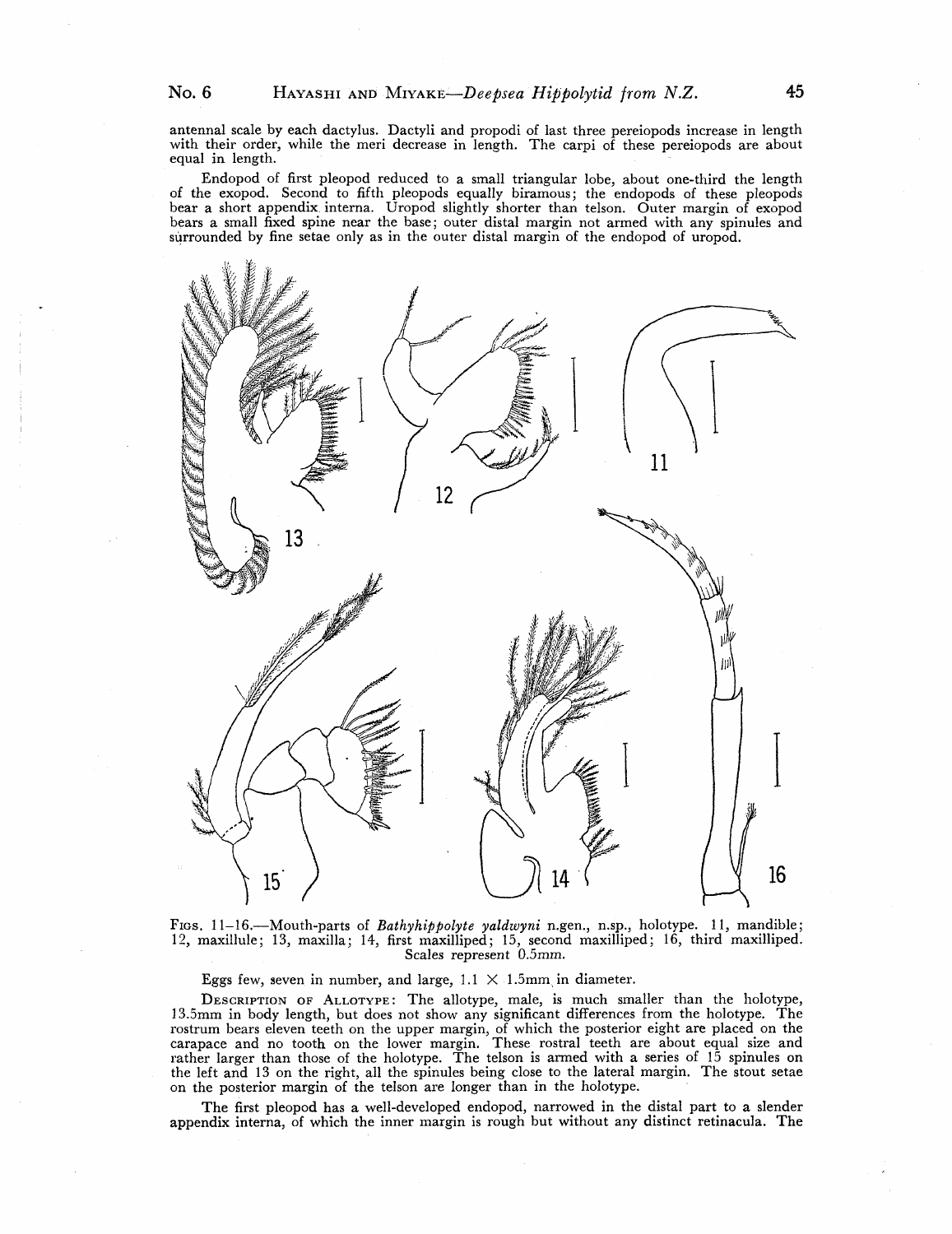antennal scale by each dactylus. Dactyli and propodi of last three pereiopods increase in length with their order, while the meri decrease in length. The carpi of these pereiopods are about equal in length.

Endopod of first pleopod reduced to a small triangular lobe, about one-third the length of the exopod. Second to fifth pleopods equally biramous; the endopods of these pleopods bear a short appendix interna. Uropod slightly shorter than telson. Outer margin of exopod bears a small fixed spine near the base; outer distal margin not armed with any spinules and surrounded by fine setae only as in the outer distal margin of the endopod of uropod.

FIGS. 11–16.—Mouth-parts of *Bathyhippolyte yaldwyni* n.gen., n.sp., holotype. 11, mandible; 12, maxillule; 13, maxilla; 14, first maxilliped; 15, second maxilliped; 16, third maxilliped. Scales represent 0.5mm.

Eggs few, seven in number, and large, 1.1 × 1.5mm in diameter.

DESCRIPTION OF ALLOTYPE: The allotype, male, is much smaller than the holotype, 13.5mm in body length, but does not show any significant differences from the holotype. The rostrum bears eleven teeth on the upper margin, of which the posterior eight are placed on the carapace and no tooth on the lower margin. These rostral teeth are about equal size and rather larger than those of the holotype. The telson is armed with a series of 15 spinules on the left and 13 on the right, all the spinules being close to the lateral margin. The stout setae on the posterior margin of the telson are longer than in the holotype.

The first pleopod has a well-developed endopod, narrowed in the distal part to a slender appendix interna, of which the inner margin is rough but without any distinct retinacula. The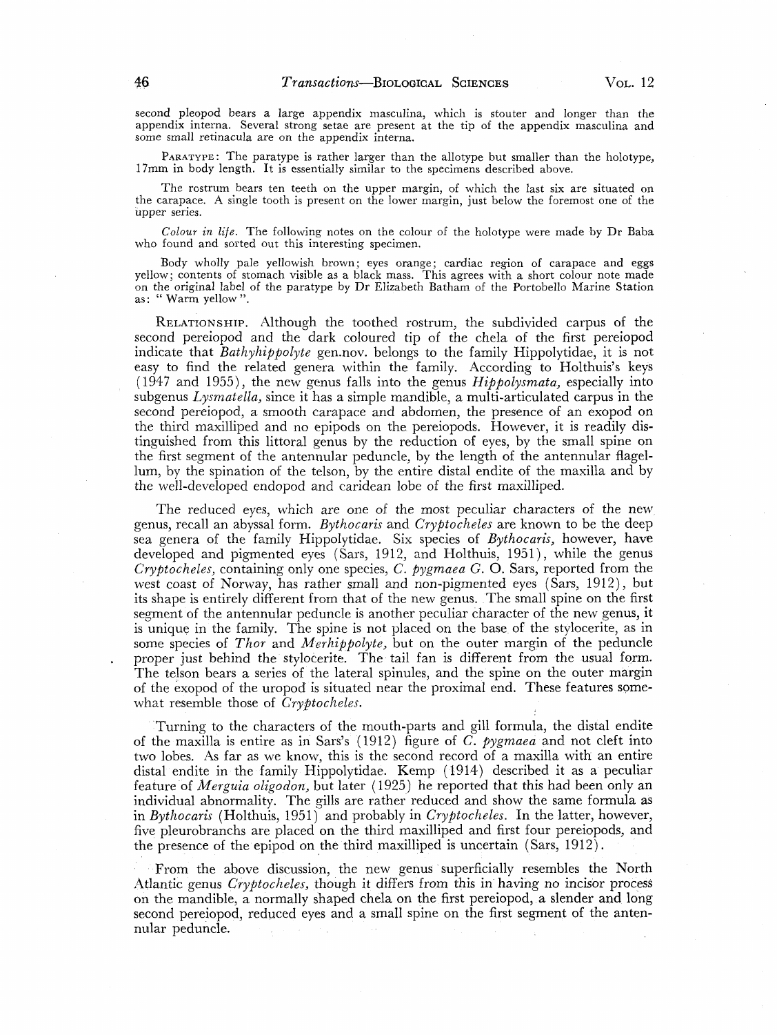second pleopod bears a large appendix masculina, which is stouter and longer than the appendix interna. Several strong setae are present at the tip of the appendix masculina and some small retinacula are on the appendix interna.

PARATYPE: The paratype is rather larger than the allotype but smaller than the holotype, 17mm in body length. It is essentially similar to the specimens described above.

The rostrum bears ten teeth on the upper margin, of which the last six are situated on the carapace. A single tooth is present on the lower margin, just below the foremost one of the upper series.

*Colour in life.* The following notes on the colour of the holotype were made by Dr Baba who found and sorted out this interesting specimen.

Body wholly pale yellowish brown; eyes orange; cardiac region of carapace and eggs yellow; contents of stomach visible as a black mass. This agrees with a short colour note made on the original label of the paratype by Dr Elizabeth Batham of the Portobello Marine Station as: "Warm yellow".

RELATIONSHIP. Although the toothed rostrum, the subdivided carpus of the second pereiopod and the dark coloured tip of the chela of the first pereiopod indicate that *Bathyhippolyte* gen.nov. belongs to the family Hippolytidae, it is not easy to find the related genera within the family. According to Holthuis's keys (1947 and 1955), the new genus falls into the genus *Hippolysmata*, especially into subgenus *Lysmatella*, since it has a simple mandible, a multi-articulated carpus in the second pereiopod, a smooth carapace and abdomen, the presence of an exopod on the third maxilliped and no epipods on the pereiopods. However, it is readily distinguished from this littoral genus by the reduction of eyes, by the small spine on the first segment of the antennular peduncle, by the length of the antennular flagellum, by the spination of the telson, by the entire distal endite of the maxilla and by the well-developed endopod and caridean lobe of the first maxilliped.

The reduced eyes, which are one of the most peculiar characters of the new genus, recall an abyssal form. *Bythocaris* and *Cryptocheles* are known to be the deep sea genera of the family Hippolytidae. Six species of *Bythocaris*, however, have developed and pigmented eyes (Sars, 1912, and Holthuis, 1951), while the genus *Cryptocheles*, containing only one species, *C. pygmaea* G. O. Sars, reported from the west coast of Norway, has rather small and non-pigmented eyes (Sars, 1912), but its shape is entirely different from that of the new genus. The small spine on the first segment of the antennular peduncle is another peculiar character of the new genus, it is unique in the family. The spine is not placed on the base of the stylocerite, as in some species of *Thor* and *Merhippolyte*, but on the outer margin of the peduncle proper just behind the stylocerite. The tail fan is different from the usual form. The telson bears a series of the lateral spinules, and the spine on the outer margin of the exopod of the uropod is situated near the proximal end. These features somewhat resemble those of *Cryptocheles*.

Turning to the characters of the mouth-parts and gill formula, the distal endite of the maxilla is entire as in Sars's (1912) figure of *C. pygmaea* and not cleft into two lobes. As far as we know, this is the second record of a maxilla with an entire distal endite in the family Hippolytidae. Kemp (1914) described it as a peculiar feature of *Merguia oligodon*, but later (1925) he reported that this had been only an individual abnormality. The gills are rather reduced and show the same formula as in *Bythocaris* (Holthuis, 1951) and probably in *Cryptocheles*. In the latter, however, five pleurobranchs are placed on the third maxilliped and first four pereiopods, and the presence of the epipod on the third maxilliped is uncertain (Sars, 1912).

From the above discussion, the new genus superficially resembles the North Atlantic genus *Cryptocheles*, though it differs from this in having no incisor process on the mandible, a normally shaped chela on the first pereiopod, a slender and long second pereiopod, reduced eyes and a small spine on the first segment of the antennular peduncle.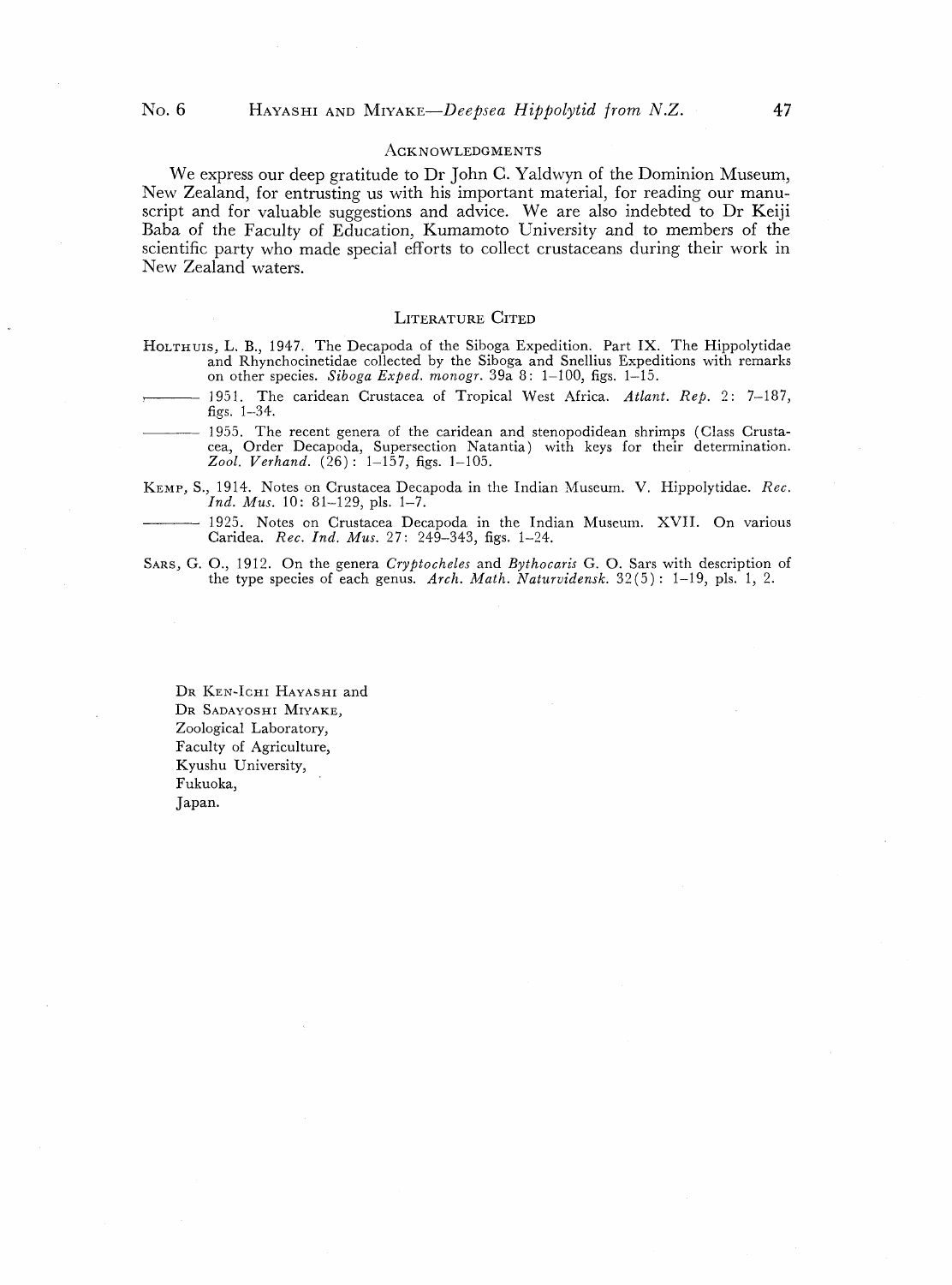## Acknowledgments

We express our deep gratitude to Dr John C. Yaldwyn of the Dominion Museum, New Zealand, for entrusting us with his important material, for reading our manuscript and for valuable suggestions and advice. We are also indebted to Dr Keiji Baba of the Faculty of Education, Kumamoto University and to members of the scientific party who made special efforts to collect crustaceans during their work in New Zealand waters.

## Literature Cited

Holthuis, L. B., 1947. The Decapoda of the Siboga Expedition. Part IX. The Hippolytidae and Rhynchocinetidae collected by the Siboga and Snellius Expeditions with remarks on other species. *Siboga Exped. monogr.* 39a 8: 1–100, figs. 1–15.

——— 1951. The caridean Crustacea of Tropical West Africa. *Atlant. Rep.* 2: 7–187, figs. 1–34.

——— 1955. The recent genera of the caridean and stenopodidean shrimps (Class Crustacea, Order Decapoda, Supersection Natantia) with keys for their determination. *Zool. Verhand.* (26): 1–157, figs. 1–105.

Kemp, S., 1914. Notes on Crustacea Decapoda in the Indian Museum. V. Hippolytidae. *Rec. Ind. Mus.* 10: 81–129, pls. 1–7.

——— 1925. Notes on Crustacea Decapoda in the Indian Museum. XVII. On various Caridea. *Rec. Ind. Mus.* 27: 249–343, figs. 1–24.

Sars, G. O., 1912. On the genera *Cryptocheles* and *Bythocaris* G. O. Sars with description of the type species of each genus. *Arch. Math. Naturvidensk.* 32(5): 1–19, pls. 1, 2.

Dr Ken-Ichi Hayashi and
Dr Sadayoshi Miyake,
Zoological Laboratory,
Faculty of Agriculture,
Kyushu University,
Fukuoka,
Japan.